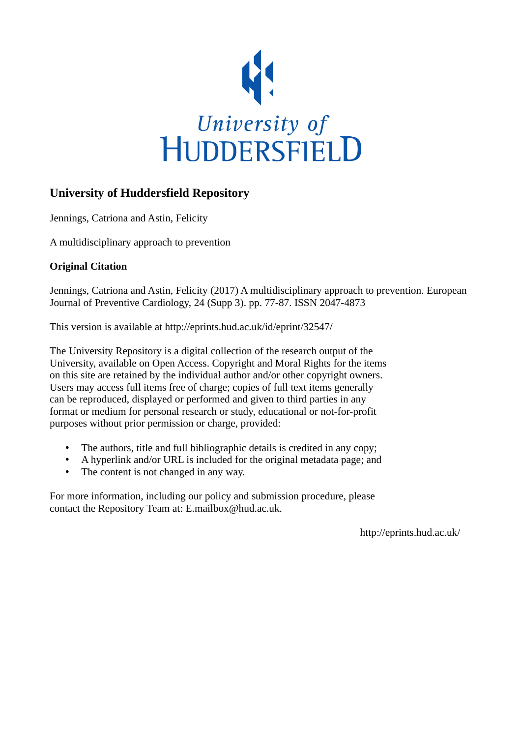University of
HUDDERSFIELD

## University of Huddersfield Repository

Jennings, Catriona and Astin, Felicity

A multidisciplinary approach to prevention

**Original Citation**

Jennings, Catriona and Astin, Felicity (2017) A multidisciplinary approach to prevention. European Journal of Preventive Cardiology, 24 (Supp 3). pp. 77-87. ISSN 2047-4873

This version is available at http://eprints.hud.ac.uk/id/eprint/32547/

The University Repository is a digital collection of the research output of the University, available on Open Access. Copyright and Moral Rights for the items on this site are retained by the individual author and/or other copyright owners. Users may access full items free of charge; copies of full text items generally can be reproduced, displayed or performed and given to third parties in any format or medium for personal research or study, educational or not-for-profit purposes without prior permission or charge, provided:

- The authors, title and full bibliographic details is credited in any copy;
- A hyperlink and/or URL is included for the original metadata page; and
- The content is not changed in any way.

For more information, including our policy and submission procedure, please contact the Repository Team at: E.mailbox@hud.ac.uk.

http://eprints.hud.ac.uk/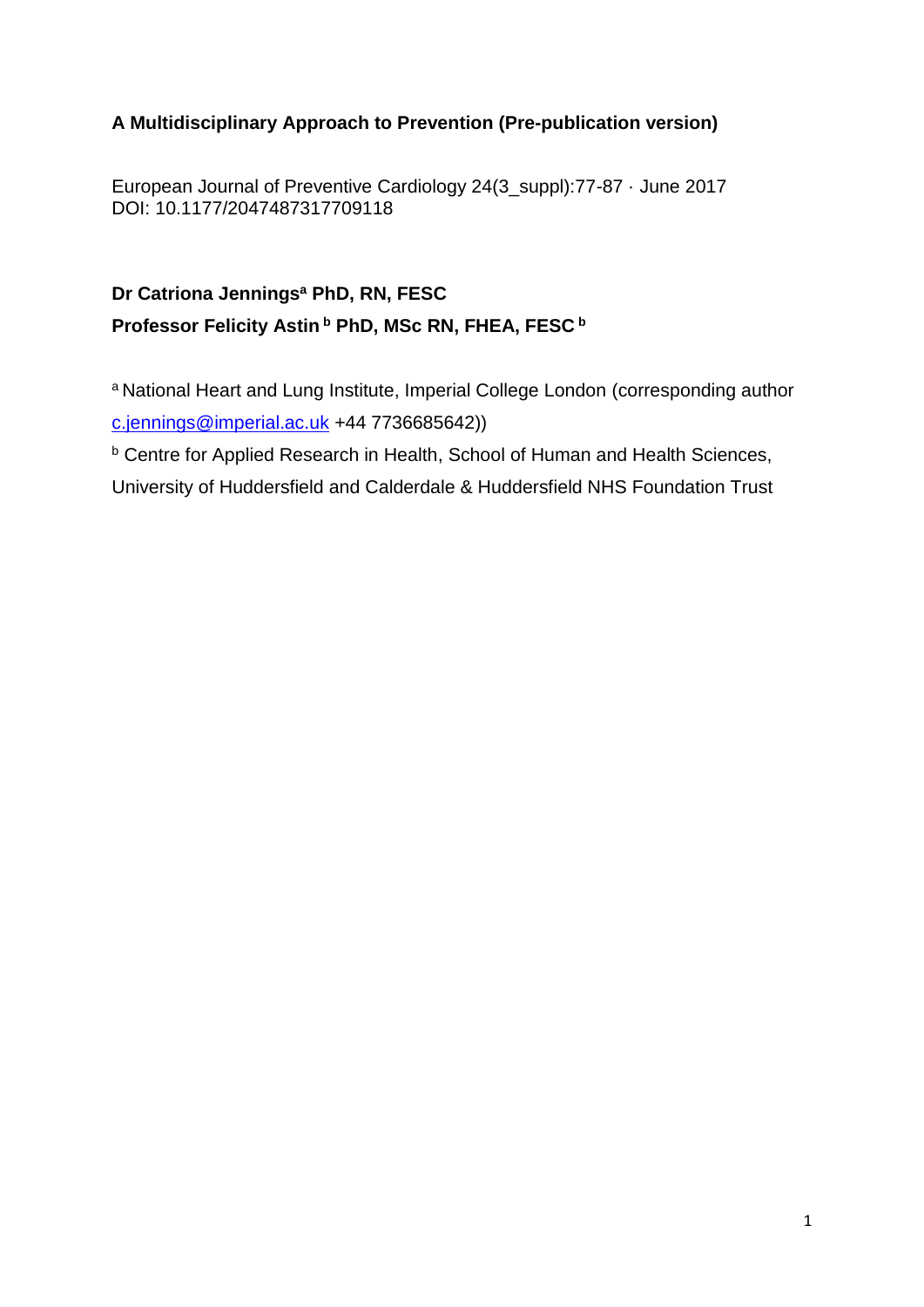**A Multidisciplinary Approach to Prevention (Pre-publication version)**

European Journal of Preventive Cardiology 24(3_suppl):77-87 · June 2017
DOI: 10.1177/2047487317709118

**Dr Catriona Jennings[a] PhD, RN, FESC**
**Professor Felicity Astin [b] PhD, MSc RN, FHEA, FESC [b]**

[a] National Heart and Lung Institute, Imperial College London (corresponding author c.jennings@imperial.ac.uk +44 7736685642))

[b] Centre for Applied Research in Health, School of Human and Health Sciences, University of Huddersfield and Calderdale & Huddersfield NHS Foundation Trust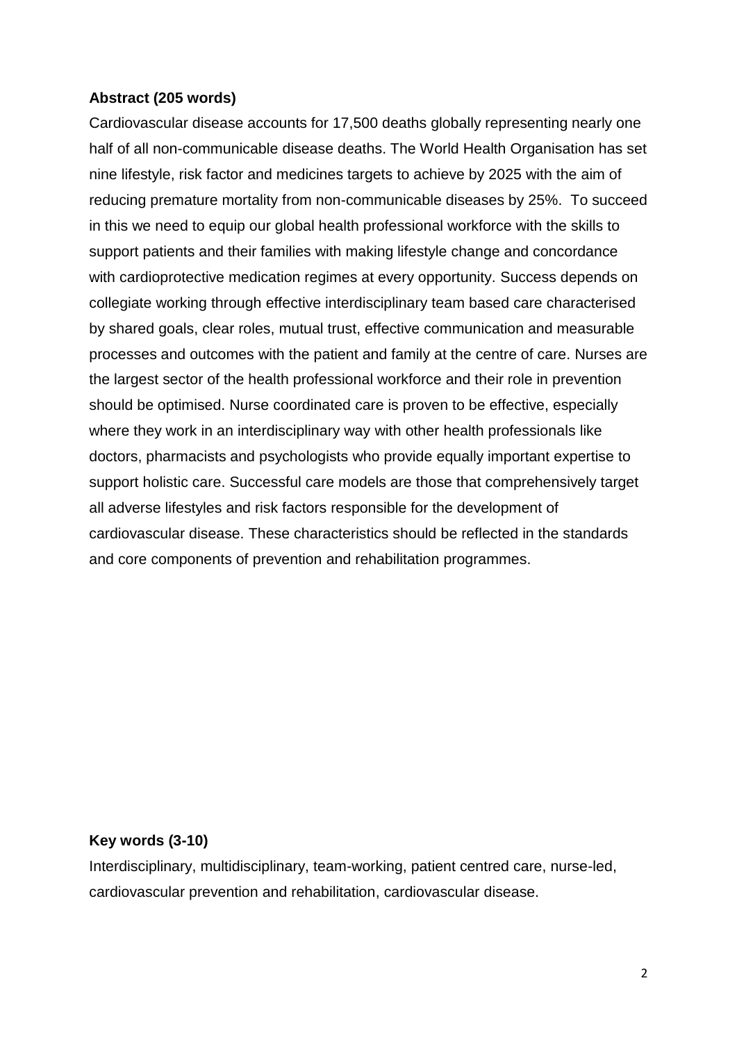**Abstract (205 words)**

Cardiovascular disease accounts for 17,500 deaths globally representing nearly one half of all non-communicable disease deaths. The World Health Organisation has set nine lifestyle, risk factor and medicines targets to achieve by 2025 with the aim of reducing premature mortality from non-communicable diseases by 25%. To succeed in this we need to equip our global health professional workforce with the skills to support patients and their families with making lifestyle change and concordance with cardioprotective medication regimes at every opportunity. Success depends on collegiate working through effective interdisciplinary team based care characterised by shared goals, clear roles, mutual trust, effective communication and measurable processes and outcomes with the patient and family at the centre of care. Nurses are the largest sector of the health professional workforce and their role in prevention should be optimised. Nurse coordinated care is proven to be effective, especially where they work in an interdisciplinary way with other health professionals like doctors, pharmacists and psychologists who provide equally important expertise to support holistic care. Successful care models are those that comprehensively target all adverse lifestyles and risk factors responsible for the development of cardiovascular disease. These characteristics should be reflected in the standards and core components of prevention and rehabilitation programmes.

**Key words (3-10)**

Interdisciplinary, multidisciplinary, team-working, patient centred care, nurse-led, cardiovascular prevention and rehabilitation, cardiovascular disease.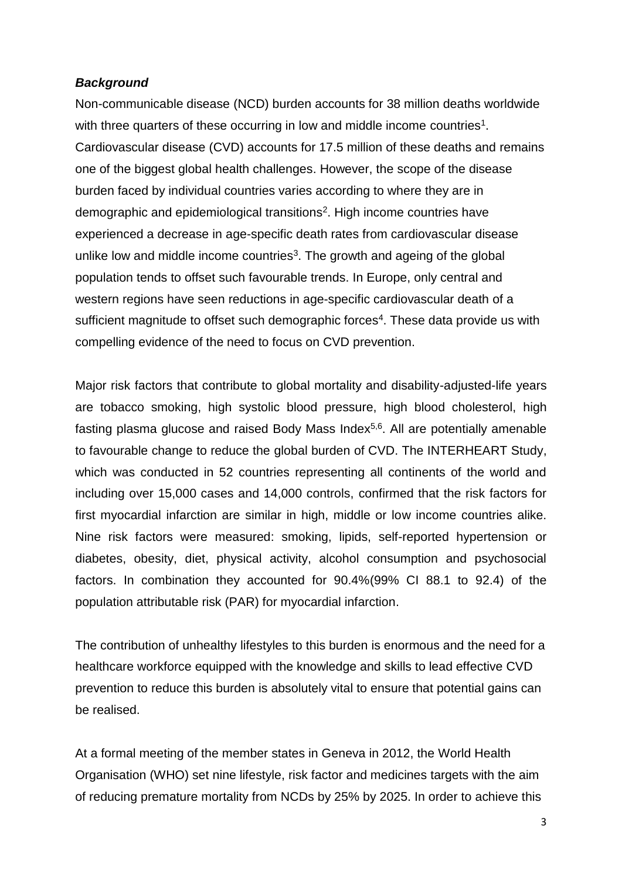***Background***

Non-communicable disease (NCD) burden accounts for 38 million deaths worldwide with three quarters of these occurring in low and middle income countries[1]. Cardiovascular disease (CVD) accounts for 17.5 million of these deaths and remains one of the biggest global health challenges. However, the scope of the disease burden faced by individual countries varies according to where they are in demographic and epidemiological transitions[2]. High income countries have experienced a decrease in age-specific death rates from cardiovascular disease unlike low and middle income countries[3]. The growth and ageing of the global population tends to offset such favourable trends. In Europe, only central and western regions have seen reductions in age-specific cardiovascular death of a sufficient magnitude to offset such demographic forces[4]. These data provide us with compelling evidence of the need to focus on CVD prevention.

Major risk factors that contribute to global mortality and disability-adjusted-life years are tobacco smoking, high systolic blood pressure, high blood cholesterol, high fasting plasma glucose and raised Body Mass Index[5,6]. All are potentially amenable to favourable change to reduce the global burden of CVD. The INTERHEART Study, which was conducted in 52 countries representing all continents of the world and including over 15,000 cases and 14,000 controls, confirmed that the risk factors for first myocardial infarction are similar in high, middle or low income countries alike. Nine risk factors were measured: smoking, lipids, self-reported hypertension or diabetes, obesity, diet, physical activity, alcohol consumption and psychosocial factors. In combination they accounted for 90.4%(99% CI 88.1 to 92.4) of the population attributable risk (PAR) for myocardial infarction.

The contribution of unhealthy lifestyles to this burden is enormous and the need for a healthcare workforce equipped with the knowledge and skills to lead effective CVD prevention to reduce this burden is absolutely vital to ensure that potential gains can be realised.

At a formal meeting of the member states in Geneva in 2012, the World Health Organisation (WHO) set nine lifestyle, risk factor and medicines targets with the aim of reducing premature mortality from NCDs by 25% by 2025. In order to achieve this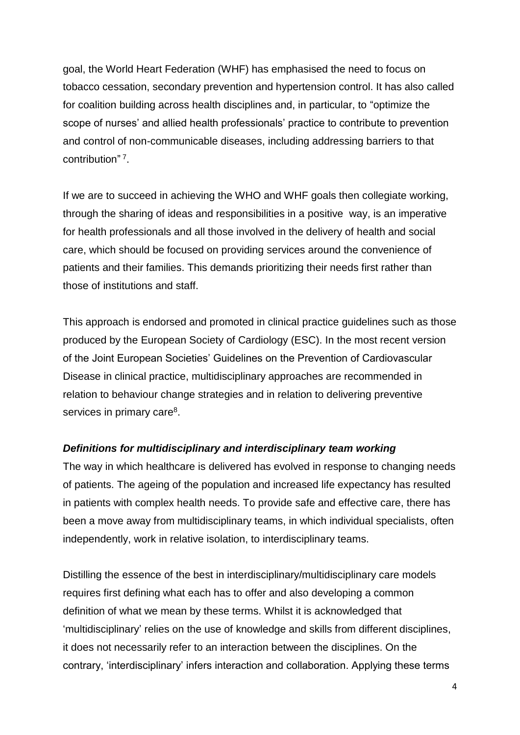goal, the World Heart Federation (WHF) has emphasised the need to focus on tobacco cessation, secondary prevention and hypertension control. It has also called for coalition building across health disciplines and, in particular, to "optimize the scope of nurses' and allied health professionals' practice to contribute to prevention and control of non-communicable diseases, including addressing barriers to that contribution" [7].

If we are to succeed in achieving the WHO and WHF goals then collegiate working, through the sharing of ideas and responsibilities in a positive way, is an imperative for health professionals and all those involved in the delivery of health and social care, which should be focused on providing services around the convenience of patients and their families. This demands prioritizing their needs first rather than those of institutions and staff.

This approach is endorsed and promoted in clinical practice guidelines such as those produced by the European Society of Cardiology (ESC). In the most recent version of the Joint European Societies' Guidelines on the Prevention of Cardiovascular Disease in clinical practice, multidisciplinary approaches are recommended in relation to behaviour change strategies and in relation to delivering preventive services in primary care[8].

### *Definitions for multidisciplinary and interdisciplinary team working*

The way in which healthcare is delivered has evolved in response to changing needs of patients. The ageing of the population and increased life expectancy has resulted in patients with complex health needs. To provide safe and effective care, there has been a move away from multidisciplinary teams, in which individual specialists, often independently, work in relative isolation, to interdisciplinary teams.

Distilling the essence of the best in interdisciplinary/multidisciplinary care models requires first defining what each has to offer and also developing a common definition of what we mean by these terms. Whilst it is acknowledged that 'multidisciplinary' relies on the use of knowledge and skills from different disciplines, it does not necessarily refer to an interaction between the disciplines. On the contrary, 'interdisciplinary' infers interaction and collaboration. Applying these terms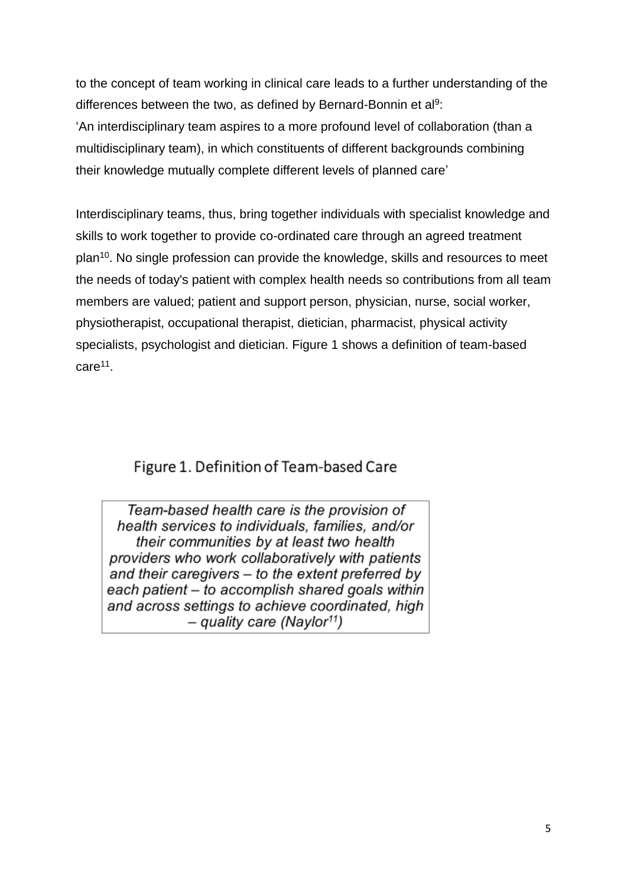to the concept of team working in clinical care leads to a further understanding of the differences between the two, as defined by Bernard-Bonnin et al[9]:

'An interdisciplinary team aspires to a more profound level of collaboration (than a multidisciplinary team), in which constituents of different backgrounds combining their knowledge mutually complete different levels of planned care'

Interdisciplinary teams, thus, bring together individuals with specialist knowledge and skills to work together to provide co-ordinated care through an agreed treatment plan[10]. No single profession can provide the knowledge, skills and resources to meet the needs of today's patient with complex health needs so contributions from all team members are valued; patient and support person, physician, nurse, social worker, physiotherapist, occupational therapist, dietician, pharmacist, physical activity specialists, psychologist and dietician. Figure 1 shows a definition of team-based care[11].

Figure 1. Definition of Team-based Care

| *Team-based health care is the provision of health services to individuals, families, and/or their communities by at least two health providers who work collaboratively with patients and their caregivers – to the extent preferred by each patient – to accomplish shared goals within and across settings to achieve coordinated, high – quality care (Naylor[11])* |
|---|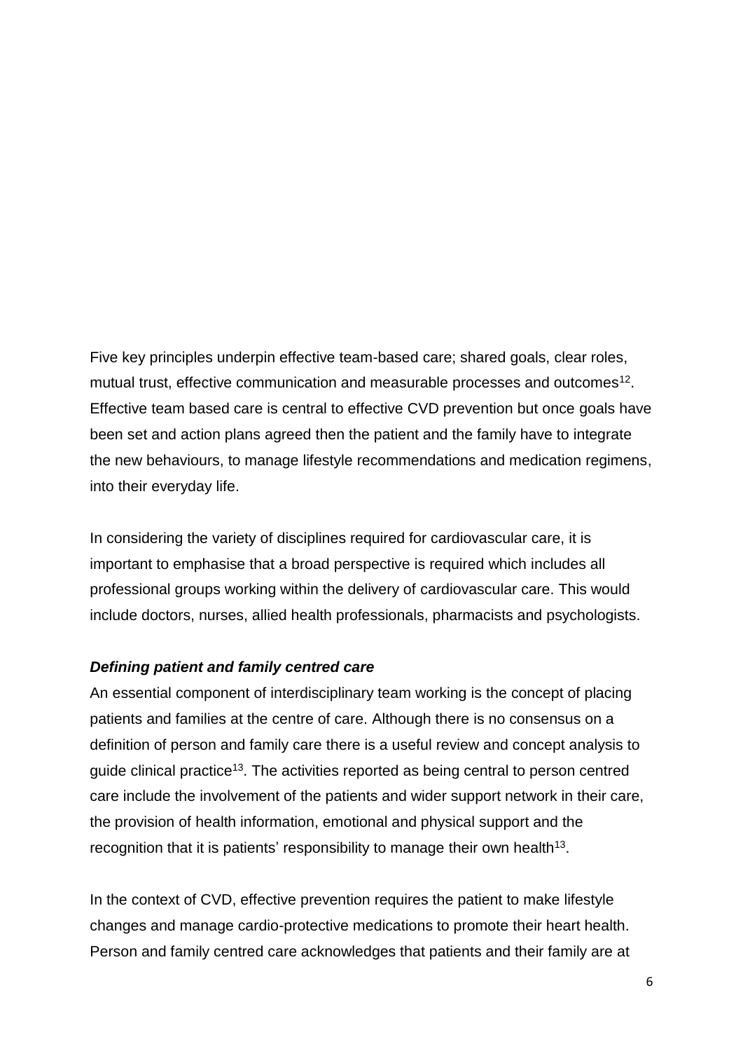Five key principles underpin effective team-based care; shared goals, clear roles, mutual trust, effective communication and measurable processes and outcomes[12]. Effective team based care is central to effective CVD prevention but once goals have been set and action plans agreed then the patient and the family have to integrate the new behaviours, to manage lifestyle recommendations and medication regimens, into their everyday life.

In considering the variety of disciplines required for cardiovascular care, it is important to emphasise that a broad perspective is required which includes all professional groups working within the delivery of cardiovascular care. This would include doctors, nurses, allied health professionals, pharmacists and psychologists.

***Defining patient and family centred care***

An essential component of interdisciplinary team working is the concept of placing patients and families at the centre of care. Although there is no consensus on a definition of person and family care there is a useful review and concept analysis to guide clinical practice[13]. The activities reported as being central to person centred care include the involvement of the patients and wider support network in their care, the provision of health information, emotional and physical support and the recognition that it is patients' responsibility to manage their own health[13].

In the context of CVD, effective prevention requires the patient to make lifestyle changes and manage cardio-protective medications to promote their heart health. Person and family centred care acknowledges that patients and their family are at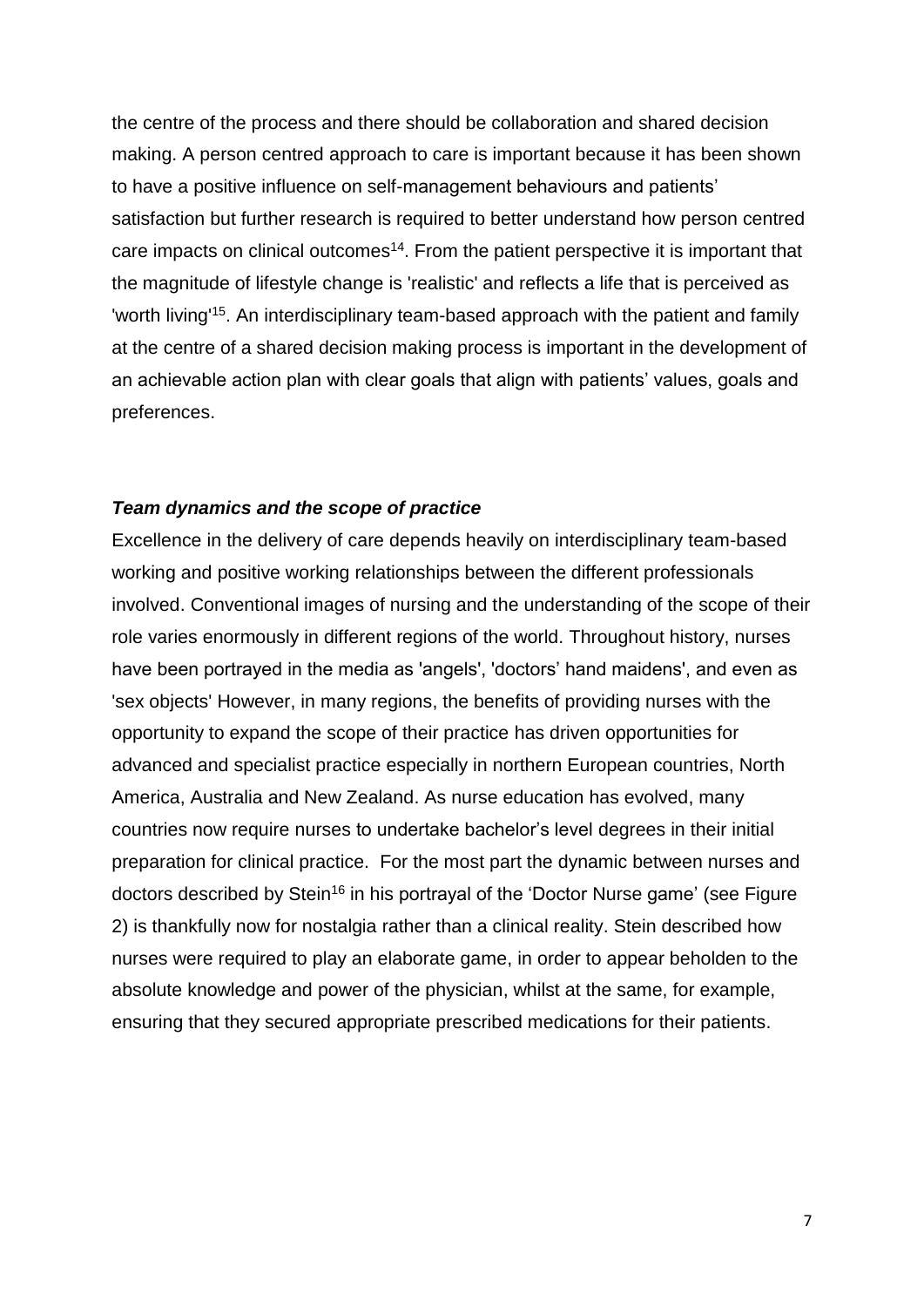the centre of the process and there should be collaboration and shared decision making. A person centred approach to care is important because it has been shown to have a positive influence on self-management behaviours and patients' satisfaction but further research is required to better understand how person centred care impacts on clinical outcomes[14]. From the patient perspective it is important that the magnitude of lifestyle change is 'realistic' and reflects a life that is perceived as 'worth living'[15]. An interdisciplinary team-based approach with the patient and family at the centre of a shared decision making process is important in the development of an achievable action plan with clear goals that align with patients' values, goals and preferences.

### *Team dynamics and the scope of practice*

Excellence in the delivery of care depends heavily on interdisciplinary team-based working and positive working relationships between the different professionals involved. Conventional images of nursing and the understanding of the scope of their role varies enormously in different regions of the world. Throughout history, nurses have been portrayed in the media as 'angels', 'doctors' hand maidens', and even as 'sex objects' However, in many regions, the benefits of providing nurses with the opportunity to expand the scope of their practice has driven opportunities for advanced and specialist practice especially in northern European countries, North America, Australia and New Zealand. As nurse education has evolved, many countries now require nurses to undertake bachelor's level degrees in their initial preparation for clinical practice. For the most part the dynamic between nurses and doctors described by Stein[16] in his portrayal of the 'Doctor Nurse game' (see Figure 2) is thankfully now for nostalgia rather than a clinical reality. Stein described how nurses were required to play an elaborate game, in order to appear beholden to the absolute knowledge and power of the physician, whilst at the same, for example, ensuring that they secured appropriate prescribed medications for their patients.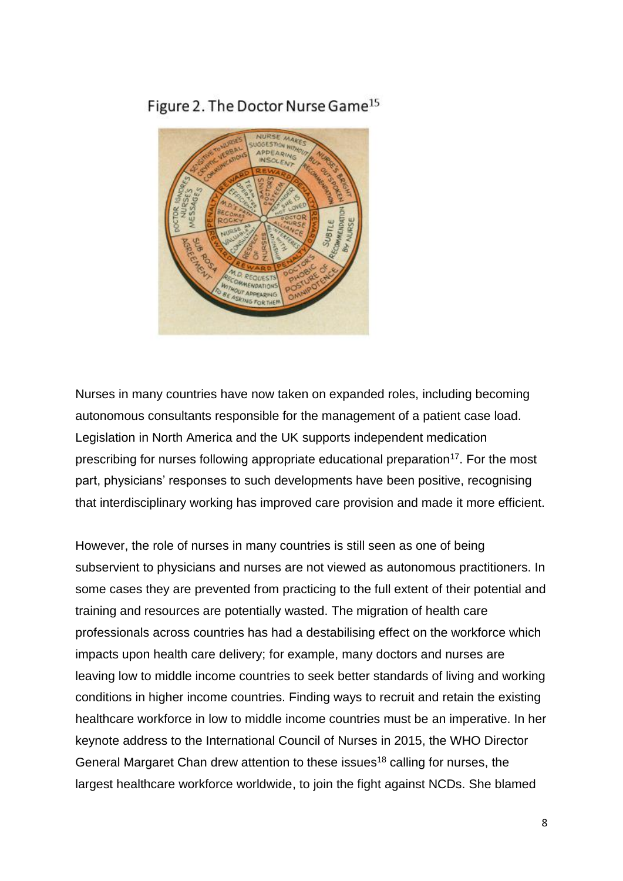Figure 2. The Doctor Nurse Game[15]

Nurses in many countries have now taken on expanded roles, including becoming autonomous consultants responsible for the management of a patient case load. Legislation in North America and the UK supports independent medication prescribing for nurses following appropriate educational preparation[17]. For the most part, physicians' responses to such developments have been positive, recognising that interdisciplinary working has improved care provision and made it more efficient.

However, the role of nurses in many countries is still seen as one of being subservient to physicians and nurses are not viewed as autonomous practitioners. In some cases they are prevented from practicing to the full extent of their potential and training and resources are potentially wasted. The migration of health care professionals across countries has had a destabilising effect on the workforce which impacts upon health care delivery; for example, many doctors and nurses are leaving low to middle income countries to seek better standards of living and working conditions in higher income countries. Finding ways to recruit and retain the existing healthcare workforce in low to middle income countries must be an imperative. In her keynote address to the International Council of Nurses in 2015, the WHO Director General Margaret Chan drew attention to these issues[18] calling for nurses, the largest healthcare workforce worldwide, to join the fight against NCDs. She blamed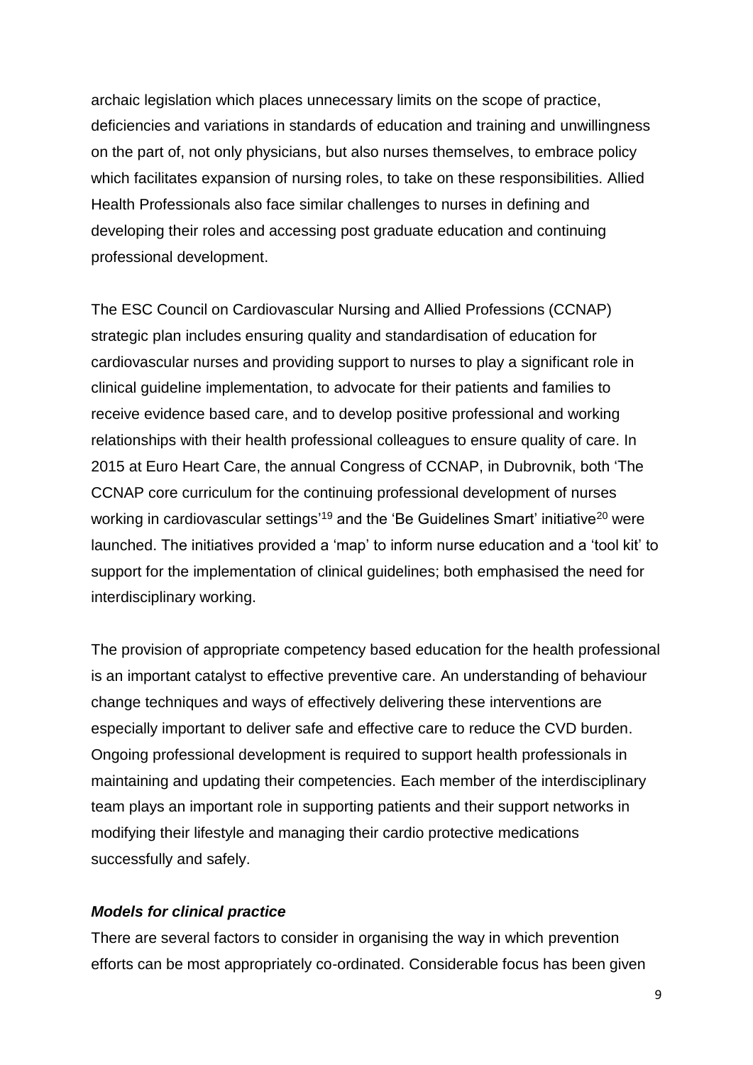archaic legislation which places unnecessary limits on the scope of practice, deficiencies and variations in standards of education and training and unwillingness on the part of, not only physicians, but also nurses themselves, to embrace policy which facilitates expansion of nursing roles, to take on these responsibilities. Allied Health Professionals also face similar challenges to nurses in defining and developing their roles and accessing post graduate education and continuing professional development.

The ESC Council on Cardiovascular Nursing and Allied Professions (CCNAP) strategic plan includes ensuring quality and standardisation of education for cardiovascular nurses and providing support to nurses to play a significant role in clinical guideline implementation, to advocate for their patients and families to receive evidence based care, and to develop positive professional and working relationships with their health professional colleagues to ensure quality of care. In 2015 at Euro Heart Care, the annual Congress of CCNAP, in Dubrovnik, both 'The CCNAP core curriculum for the continuing professional development of nurses working in cardiovascular settings'[19] and the 'Be Guidelines Smart' initiative[20] were launched. The initiatives provided a 'map' to inform nurse education and a 'tool kit' to support for the implementation of clinical guidelines; both emphasised the need for interdisciplinary working.

The provision of appropriate competency based education for the health professional is an important catalyst to effective preventive care. An understanding of behaviour change techniques and ways of effectively delivering these interventions are especially important to deliver safe and effective care to reduce the CVD burden. Ongoing professional development is required to support health professionals in maintaining and updating their competencies. Each member of the interdisciplinary team plays an important role in supporting patients and their support networks in modifying their lifestyle and managing their cardio protective medications successfully and safely.

### *Models for clinical practice*

There are several factors to consider in organising the way in which prevention efforts can be most appropriately co-ordinated. Considerable focus has been given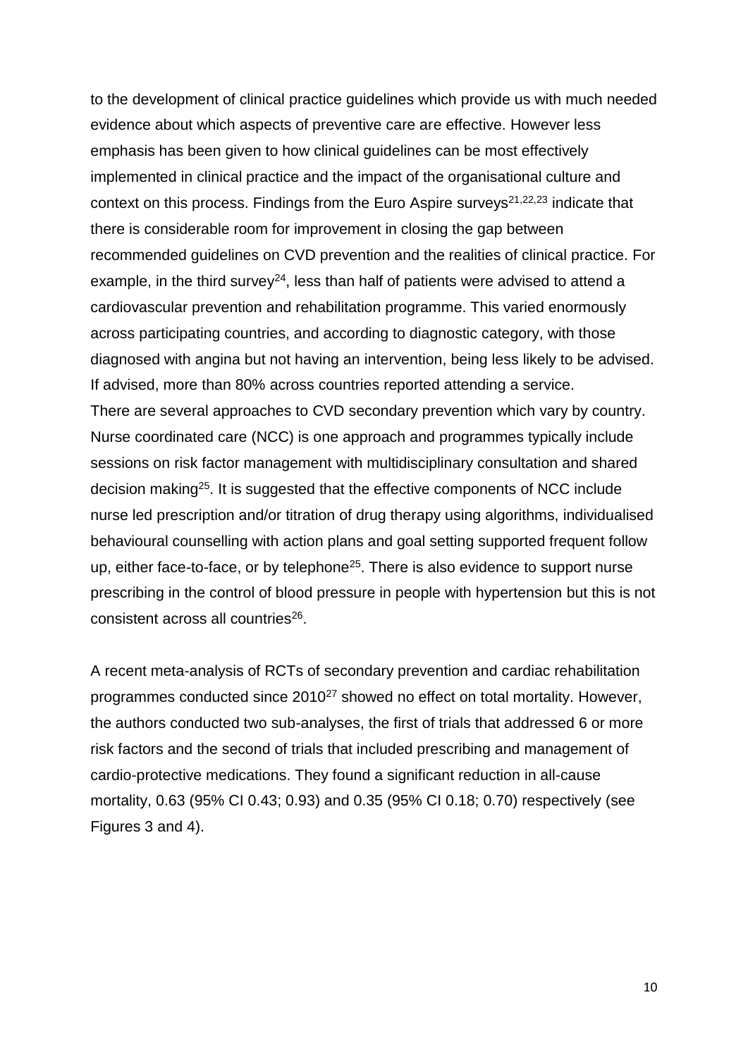to the development of clinical practice guidelines which provide us with much needed evidence about which aspects of preventive care are effective. However less emphasis has been given to how clinical guidelines can be most effectively implemented in clinical practice and the impact of the organisational culture and context on this process. Findings from the Euro Aspire surveys[21,22,23] indicate that there is considerable room for improvement in closing the gap between recommended guidelines on CVD prevention and the realities of clinical practice. For example, in the third survey[24], less than half of patients were advised to attend a cardiovascular prevention and rehabilitation programme. This varied enormously across participating countries, and according to diagnostic category, with those diagnosed with angina but not having an intervention, being less likely to be advised. If advised, more than 80% across countries reported attending a service.
There are several approaches to CVD secondary prevention which vary by country. Nurse coordinated care (NCC) is one approach and programmes typically include sessions on risk factor management with multidisciplinary consultation and shared decision making[25]. It is suggested that the effective components of NCC include nurse led prescription and/or titration of drug therapy using algorithms, individualised behavioural counselling with action plans and goal setting supported frequent follow up, either face-to-face, or by telephone[25]. There is also evidence to support nurse prescribing in the control of blood pressure in people with hypertension but this is not consistent across all countries[26].

A recent meta-analysis of RCTs of secondary prevention and cardiac rehabilitation programmes conducted since 2010[27] showed no effect on total mortality. However, the authors conducted two sub-analyses, the first of trials that addressed 6 or more risk factors and the second of trials that included prescribing and management of cardio-protective medications. They found a significant reduction in all-cause mortality, 0.63 (95% CI 0.43; 0.93) and 0.35 (95% CI 0.18; 0.70) respectively (see Figures 3 and 4).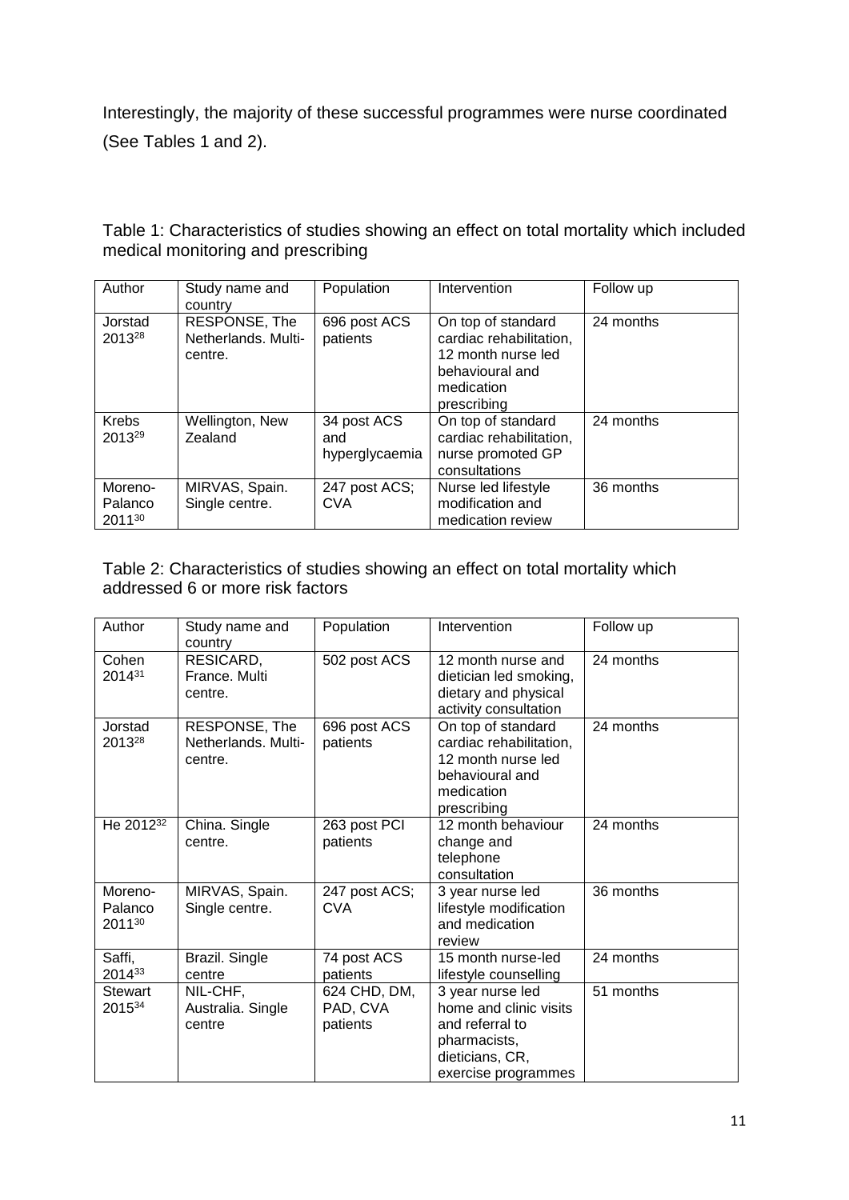Interestingly, the majority of these successful programmes were nurse coordinated (See Tables 1 and 2).

Table 1: Characteristics of studies showing an effect on total mortality which included medical monitoring and prescribing

| Author | Study name and country | Population | Intervention | Follow up |
|---|---|---|---|---|
| Jorstad 2013[28] | RESPONSE, The Netherlands. Multi-centre. | 696 post ACS patients | On top of standard cardiac rehabilitation, 12 month nurse led behavioural and medication prescribing | 24 months |
| Krebs 2013[29] | Wellington, New Zealand | 34 post ACS and hyperglycaemia | On top of standard cardiac rehabilitation, nurse promoted GP consultations | 24 months |
| Moreno-Palanco 2011[30] | MIRVAS, Spain. Single centre. | 247 post ACS; CVA | Nurse led lifestyle modification and medication review | 36 months |

Table 2: Characteristics of studies showing an effect on total mortality which addressed 6 or more risk factors

| Author | Study name and country | Population | Intervention | Follow up |
|---|---|---|---|---|
| Cohen 2014[31] | RESICARD, France. Multi centre. | 502 post ACS | 12 month nurse and dietician led smoking, dietary and physical activity consultation | 24 months |
| Jorstad 2013[28] | RESPONSE, The Netherlands. Multi-centre. | 696 post ACS patients | On top of standard cardiac rehabilitation, 12 month nurse led behavioural and medication prescribing | 24 months |
| He 2012[32] | China. Single centre. | 263 post PCI patients | 12 month behaviour change and telephone consultation | 24 months |
| Moreno-Palanco 2011[30] | MIRVAS, Spain. Single centre. | 247 post ACS; CVA | 3 year nurse led lifestyle modification and medication review | 36 months |
| Saffi, 2014[33] | Brazil. Single centre | 74 post ACS patients | 15 month nurse-led lifestyle counselling | 24 months |
| Stewart 2015[34] | NIL-CHF, Australia. Single centre | 624 CHD, DM, PAD, CVA patients | 3 year nurse led home and clinic visits and referral to pharmacists, dieticians, CR, exercise programmes | 51 months |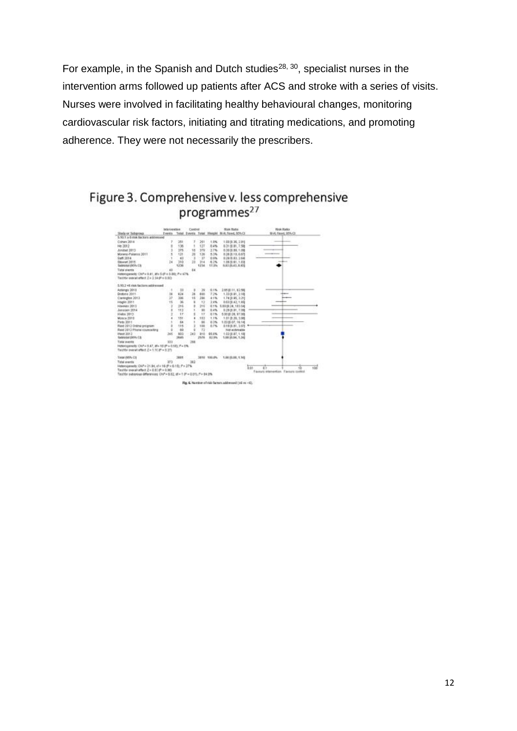For example, in the Spanish and Dutch studies[28, 30], specialist nurses in the intervention arms followed up patients after ACS and stroke with a series of visits. Nurses were involved in facilitating healthy behavioural changes, monitoring cardiovascular risk factors, initiating and titrating medications, and promoting adherence. They were not necessarily the prescribers.

## Figure 3. Comprehensive v. less comprehensive programmes[27]

Fig. 4. Number of risk factors addressed (≥6 vs <6).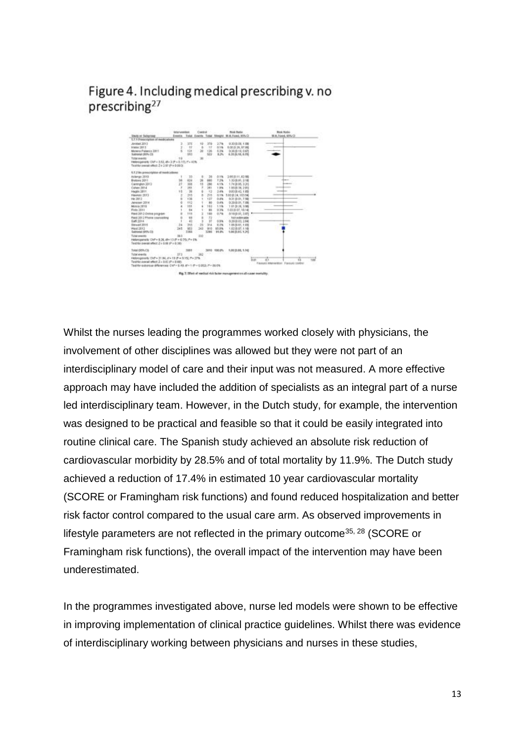## Figure 4. Including medical prescribing v. no prescribing[27]

Whilst the nurses leading the programmes worked closely with physicians, the involvement of other disciplines was allowed but they were not part of an interdisciplinary model of care and their input was not measured. A more effective approach may have included the addition of specialists as an integral part of a nurse led interdisciplinary team. However, in the Dutch study, for example, the intervention was designed to be practical and feasible so that it could be easily integrated into routine clinical care. The Spanish study achieved an absolute risk reduction of cardiovascular morbidity by 28.5% and of total mortality by 11.9%. The Dutch study achieved a reduction of 17.4% in estimated 10 year cardiovascular mortality (SCORE or Framingham risk functions) and found reduced hospitalization and better risk factor control compared to the usual care arm. As observed improvements in lifestyle parameters are not reflected in the primary outcome[35, 28] (SCORE or Framingham risk functions), the overall impact of the intervention may have been underestimated.

In the programmes investigated above, nurse led models were shown to be effective in improving implementation of clinical practice guidelines. Whilst there was evidence of interdisciplinary working between physicians and nurses in these studies,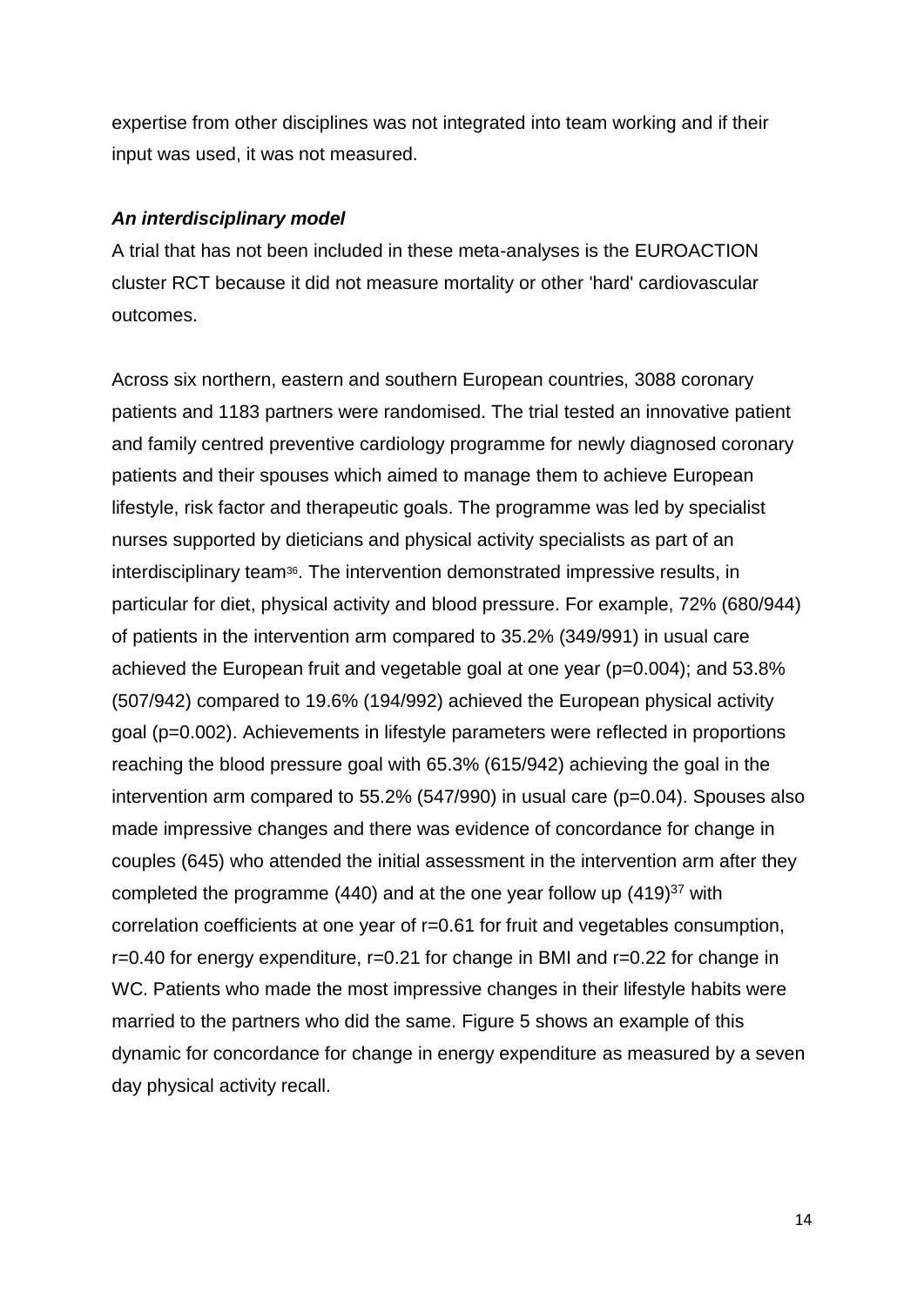expertise from other disciplines was not integrated into team working and if their input was used, it was not measured.

### *An interdisciplinary model*

A trial that has not been included in these meta-analyses is the EUROACTION cluster RCT because it did not measure mortality or other 'hard' cardiovascular outcomes.

Across six northern, eastern and southern European countries, 3088 coronary patients and 1183 partners were randomised. The trial tested an innovative patient and family centred preventive cardiology programme for newly diagnosed coronary patients and their spouses which aimed to manage them to achieve European lifestyle, risk factor and therapeutic goals. The programme was led by specialist nurses supported by dieticians and physical activity specialists as part of an interdisciplinary team[36]. The intervention demonstrated impressive results, in particular for diet, physical activity and blood pressure. For example, 72% (680/944) of patients in the intervention arm compared to 35.2% (349/991) in usual care achieved the European fruit and vegetable goal at one year (p=0.004); and 53.8% (507/942) compared to 19.6% (194/992) achieved the European physical activity goal (p=0.002). Achievements in lifestyle parameters were reflected in proportions reaching the blood pressure goal with 65.3% (615/942) achieving the goal in the intervention arm compared to 55.2% (547/990) in usual care (p=0.04). Spouses also made impressive changes and there was evidence of concordance for change in couples (645) who attended the initial assessment in the intervention arm after they completed the programme (440) and at the one year follow up (419)[37] with correlation coefficients at one year of r=0.61 for fruit and vegetables consumption, r=0.40 for energy expenditure, r=0.21 for change in BMI and r=0.22 for change in WC. Patients who made the most impressive changes in their lifestyle habits were married to the partners who did the same. Figure 5 shows an example of this dynamic for concordance for change in energy expenditure as measured by a seven day physical activity recall.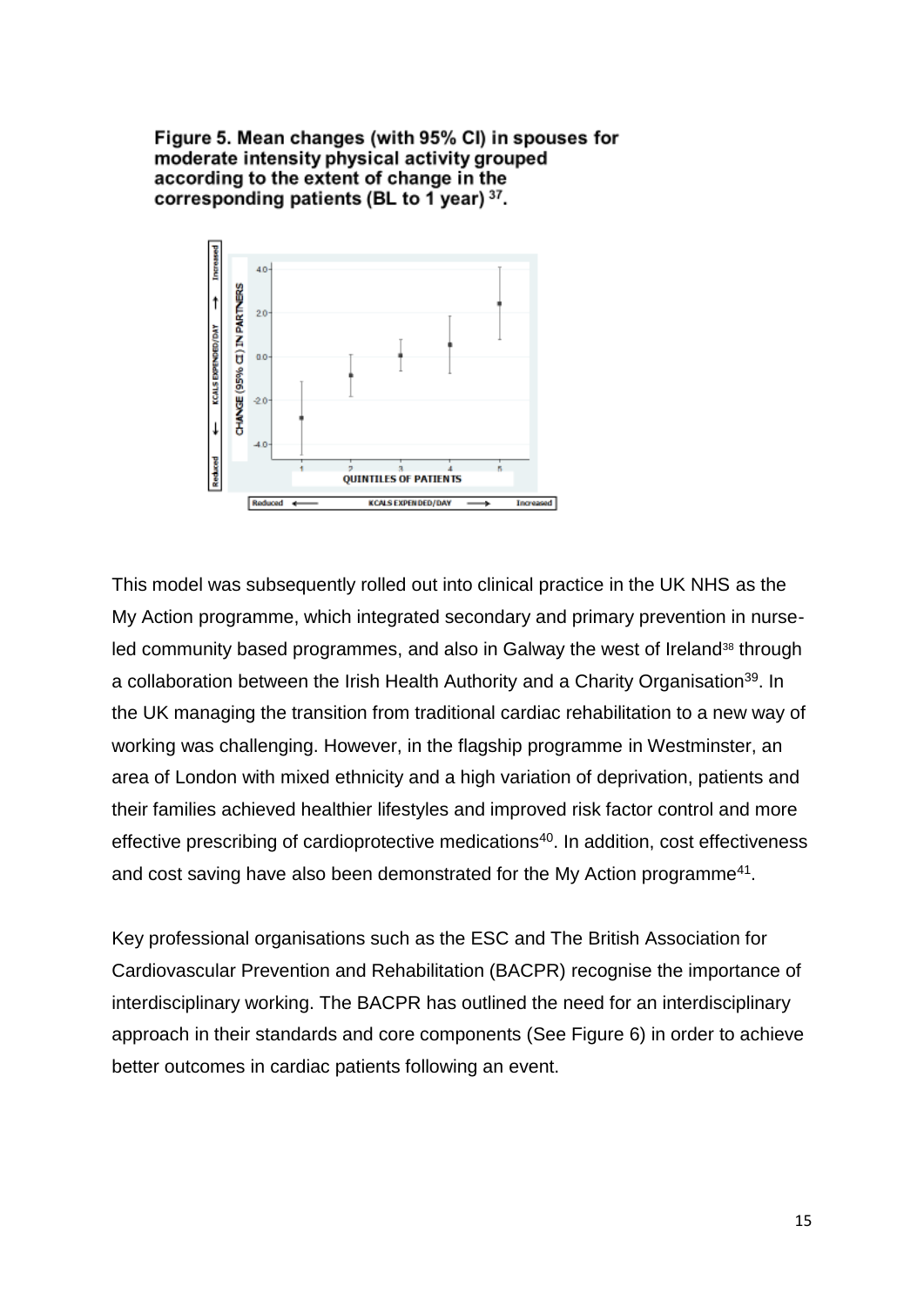**Figure 5. Mean changes (with 95% CI) in spouses for moderate intensity physical activity grouped according to the extent of change in the corresponding patients (BL to 1 year) [37].**

This model was subsequently rolled out into clinical practice in the UK NHS as the My Action programme, which integrated secondary and primary prevention in nurse-led community based programmes, and also in Galway the west of Ireland[38] through a collaboration between the Irish Health Authority and a Charity Organisation[39]. In the UK managing the transition from traditional cardiac rehabilitation to a new way of working was challenging. However, in the flagship programme in Westminster, an area of London with mixed ethnicity and a high variation of deprivation, patients and their families achieved healthier lifestyles and improved risk factor control and more effective prescribing of cardioprotective medications[40]. In addition, cost effectiveness and cost saving have also been demonstrated for the My Action programme[41].

Key professional organisations such as the ESC and The British Association for Cardiovascular Prevention and Rehabilitation (BACPR) recognise the importance of interdisciplinary working. The BACPR has outlined the need for an interdisciplinary approach in their standards and core components (See Figure 6) in order to achieve better outcomes in cardiac patients following an event.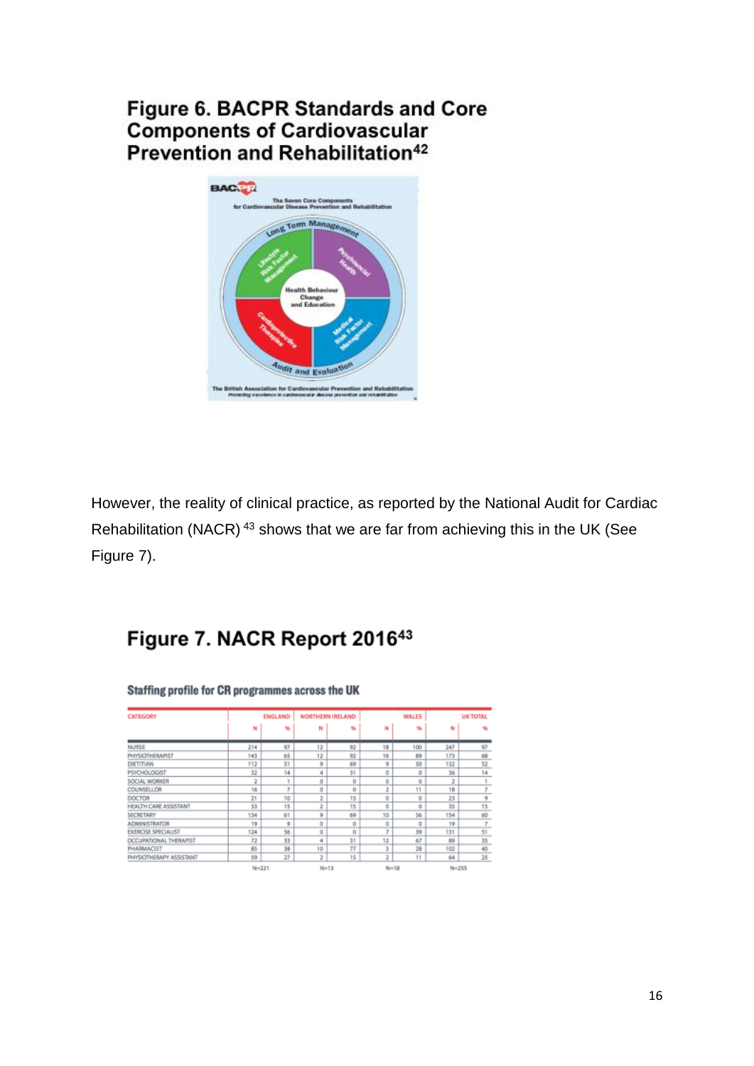## Figure 6. BACPR Standards and Core Components of Cardiovascular Prevention and Rehabilitation[42]

However, the reality of clinical practice, as reported by the National Audit for Cardiac Rehabilitation (NACR) [43] shows that we are far from achieving this in the UK (See Figure 7).

## Figure 7. NACR Report 2016[43]

**Staffing profile for CR programmes across the UK**

| CATEGORY | ENGLAND | | NORTHERN IRELAND | | WALES | | UK TOTAL | |
|---|---|---|---|---|---|---|---|---|
| | N | % | N | % | N | % | N | % |
| NURSE | 214 | 97 | 12 | 92 | 18 | 100 | 247 | 97 |
| PHYSIOTHERAPIST | 143 | 65 | 12 | 92 | 16 | 89 | 173 | 68 |
| DIETITIAN | 112 | 51 | 9 | 69 | 9 | 50 | 132 | 52 |
| PSYCHOLOGIST | 32 | 14 | 4 | 31 | 0 | 0 | 36 | 14 |
| SOCIAL WORKER | 2 | 1 | 0 | 0 | 0 | 0 | 2 | 1 |
| COUNSELLOR | 16 | 7 | 0 | 0 | 2 | 11 | 18 | 7 |
| DOCTOR | 21 | 10 | 2 | 15 | 0 | 0 | 23 | 9 |
| HEALTH CARE ASSISTANT | 33 | 15 | 2 | 15 | 0 | 0 | 35 | 15 |
| SECRETARY | 134 | 61 | 9 | 69 | 10 | 56 | 154 | 60 |
| ADMINISTRATOR | 19 | 9 | 0 | 0 | 0 | 0 | 19 | 7 |
| EXERCISE SPECIALIST | 124 | 56 | 0 | 0 | 7 | 39 | 131 | 51 |
| OCCUPATIONAL THERAPIST | 72 | 33 | 4 | 31 | 12 | 67 | 89 | 35 |
| PHARMACIST | 85 | 38 | 10 | 77 | 5 | 28 | 102 | 40 |
| PHYSIOTHERAPY ASSISTANT | 59 | 27 | 2 | 15 | 2 | 11 | 64 | 25 |
| | N=221 | | N=13 | | N=18 | | N=255 | |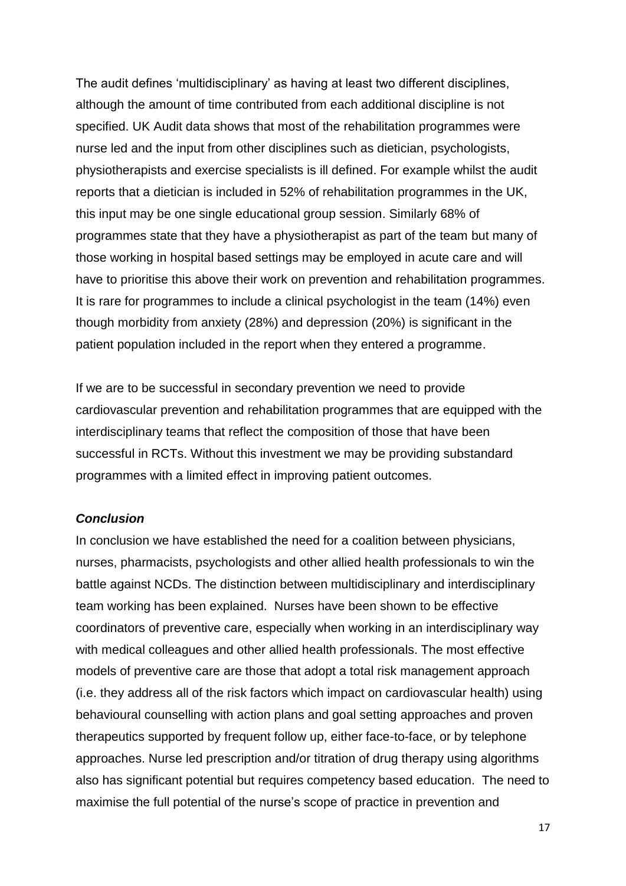The audit defines 'multidisciplinary' as having at least two different disciplines, although the amount of time contributed from each additional discipline is not specified. UK Audit data shows that most of the rehabilitation programmes were nurse led and the input from other disciplines such as dietician, psychologists, physiotherapists and exercise specialists is ill defined. For example whilst the audit reports that a dietician is included in 52% of rehabilitation programmes in the UK, this input may be one single educational group session. Similarly 68% of programmes state that they have a physiotherapist as part of the team but many of those working in hospital based settings may be employed in acute care and will have to prioritise this above their work on prevention and rehabilitation programmes. It is rare for programmes to include a clinical psychologist in the team (14%) even though morbidity from anxiety (28%) and depression (20%) is significant in the patient population included in the report when they entered a programme.

If we are to be successful in secondary prevention we need to provide cardiovascular prevention and rehabilitation programmes that are equipped with the interdisciplinary teams that reflect the composition of those that have been successful in RCTs. Without this investment we may be providing substandard programmes with a limited effect in improving patient outcomes.

### ***Conclusion***

In conclusion we have established the need for a coalition between physicians, nurses, pharmacists, psychologists and other allied health professionals to win the battle against NCDs. The distinction between multidisciplinary and interdisciplinary team working has been explained. Nurses have been shown to be effective coordinators of preventive care, especially when working in an interdisciplinary way with medical colleagues and other allied health professionals. The most effective models of preventive care are those that adopt a total risk management approach (i.e. they address all of the risk factors which impact on cardiovascular health) using behavioural counselling with action plans and goal setting approaches and proven therapeutics supported by frequent follow up, either face-to-face, or by telephone approaches. Nurse led prescription and/or titration of drug therapy using algorithms also has significant potential but requires competency based education. The need to maximise the full potential of the nurse's scope of practice in prevention and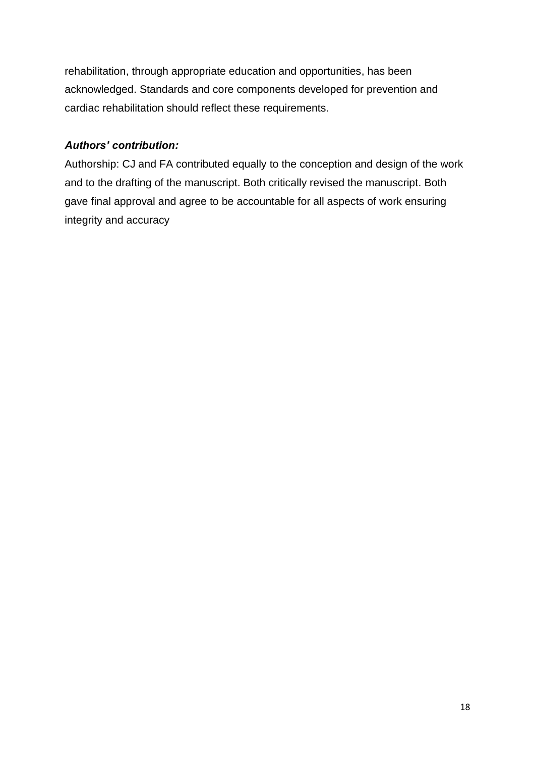rehabilitation, through appropriate education and opportunities, has been acknowledged. Standards and core components developed for prevention and cardiac rehabilitation should reflect these requirements.

***Authors' contribution:***

Authorship: CJ and FA contributed equally to the conception and design of the work and to the drafting of the manuscript. Both critically revised the manuscript. Both gave final approval and agree to be accountable for all aspects of work ensuring integrity and accuracy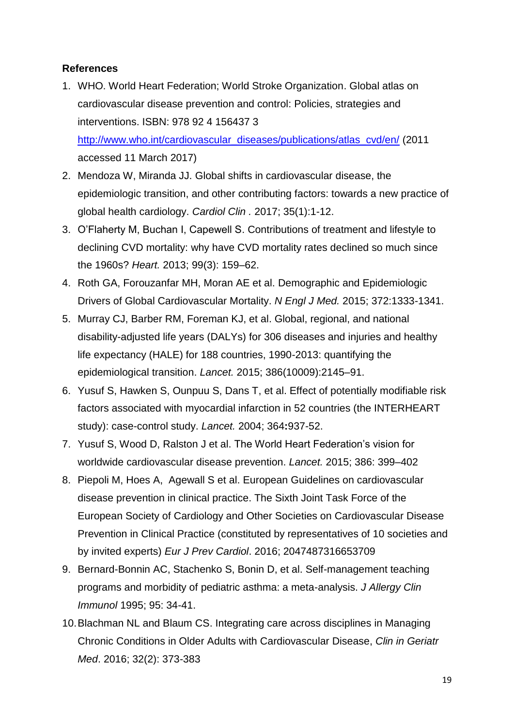**References**

1. WHO. World Heart Federation; World Stroke Organization. Global atlas on cardiovascular disease prevention and control: Policies, strategies and interventions. ISBN: 978 92 4 156437 3 [http://www.who.int/cardiovascular_diseases/publications/atlas_cvd/en/](http://www.who.int/cardiovascular_diseases/publications/atlas_cvd/en/) (2011 accessed 11 March 2017)
2. Mendoza W, Miranda JJ. Global shifts in cardiovascular disease, the epidemiologic transition, and other contributing factors: towards a new practice of global health cardiology. *Cardiol Clin* . 2017; 35(1):1-12.
3. O'Flaherty M, Buchan I, Capewell S. Contributions of treatment and lifestyle to declining CVD mortality: why have CVD mortality rates declined so much since the 1960s? *Heart.* 2013; 99(3): 159–62.
4. Roth GA, Forouzanfar MH, Moran AE et al. Demographic and Epidemiologic Drivers of Global Cardiovascular Mortality. *N Engl J Med.* 2015; 372:1333-1341.
5. Murray CJ, Barber RM, Foreman KJ, et al. Global, regional, and national disability-adjusted life years (DALYs) for 306 diseases and injuries and healthy life expectancy (HALE) for 188 countries, 1990-2013: quantifying the epidemiological transition. *Lancet.* 2015; 386(10009):2145–91.
6. Yusuf S, Hawken S, Ounpuu S, Dans T, et al. Effect of potentially modifiable risk factors associated with myocardial infarction in 52 countries (the INTERHEART study): case-control study. *Lancet.* 2004; 364**:**937-52.
7. Yusuf S, Wood D, Ralston J et al. The World Heart Federation's vision for worldwide cardiovascular disease prevention. *Lancet.* 2015; 386: 399–402
8. Piepoli M, Hoes A, Agewall S et al. European Guidelines on cardiovascular disease prevention in clinical practice. The Sixth Joint Task Force of the European Society of Cardiology and Other Societies on Cardiovascular Disease Prevention in Clinical Practice (constituted by representatives of 10 societies and by invited experts) *Eur J Prev Cardiol*. 2016; 2047487316653709
9. Bernard-Bonnin AC, Stachenko S, Bonin D, et al. Self-management teaching programs and morbidity of pediatric asthma: a meta-analysis. *J Allergy Clin Immunol* 1995; 95: 34-41.
10. Blachman NL and Blaum CS. Integrating care across disciplines in Managing Chronic Conditions in Older Adults with Cardiovascular Disease, *Clin in Geriatr Med*. 2016; 32(2): 373-383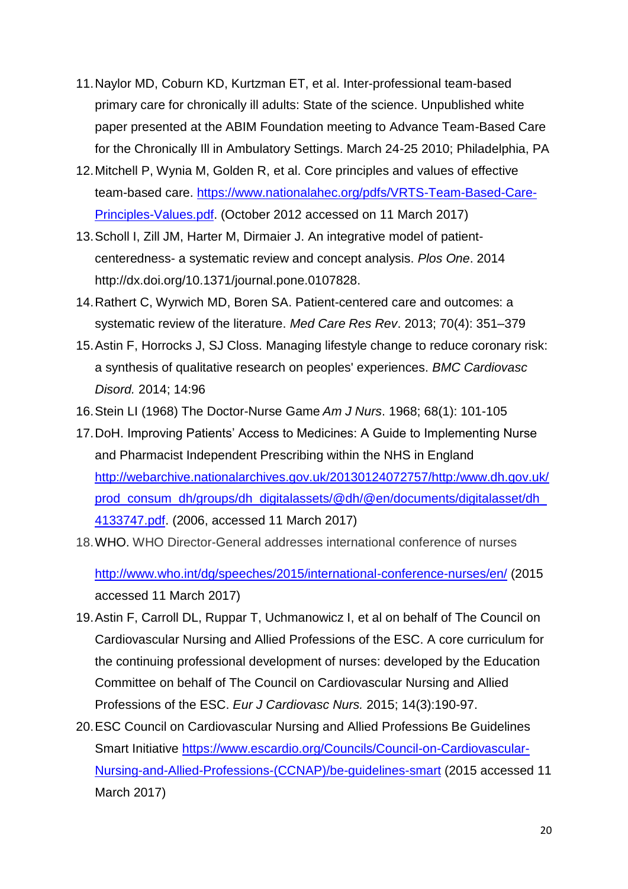11. Naylor MD, Coburn KD, Kurtzman ET, et al. Inter-professional team-based primary care for chronically ill adults: State of the science. Unpublished white paper presented at the ABIM Foundation meeting to Advance Team-Based Care for the Chronically Ill in Ambulatory Settings. March 24-25 2010; Philadelphia, PA
12. Mitchell P, Wynia M, Golden R, et al. Core principles and values of effective team-based care. https://www.nationalahec.org/pdfs/VRTS-Team-Based-Care-Principles-Values.pdf. (October 2012 accessed on 11 March 2017)
13. Scholl I, Zill JM, Harter M, Dirmaier J. An integrative model of patient-centeredness- a systematic review and concept analysis. *Plos One*. 2014 http://dx.doi.org/10.1371/journal.pone.0107828.
14. Rathert C, Wyrwich MD, Boren SA. Patient-centered care and outcomes: a systematic review of the literature. *Med Care Res Rev*. 2013; 70(4): 351–379
15. Astin F, Horrocks J, SJ Closs. Managing lifestyle change to reduce coronary risk: a synthesis of qualitative research on peoples' experiences. *BMC Cardiovasc Disord.* 2014; 14:96
16. Stein LI (1968) The Doctor-Nurse Game *Am J Nurs*. 1968; 68(1): 101-105
17. DoH. Improving Patients' Access to Medicines: A Guide to Implementing Nurse and Pharmacist Independent Prescribing within the NHS in England http://webarchive.nationalarchives.gov.uk/20130124072757/http:/www.dh.gov.uk/prod_consum_dh/groups/dh_digitalassets/@dh/@en/documents/digitalasset/dh_4133747.pdf. (2006, accessed 11 March 2017)
18. WHO. WHO Director-General addresses international conference of nurses http://www.who.int/dg/speeches/2015/international-conference-nurses/en/ (2015 accessed 11 March 2017)
19. Astin F, Carroll DL, Ruppar T, Uchmanowicz I, et al on behalf of The Council on Cardiovascular Nursing and Allied Professions of the ESC. A core curriculum for the continuing professional development of nurses: developed by the Education Committee on behalf of The Council on Cardiovascular Nursing and Allied Professions of the ESC. *Eur J Cardiovasc Nurs.* 2015; 14(3):190-97.
20. ESC Council on Cardiovascular Nursing and Allied Professions Be Guidelines Smart Initiative https://www.escardio.org/Councils/Council-on-Cardiovascular-Nursing-and-Allied-Professions-(CCNAP)/be-guidelines-smart (2015 accessed 11 March 2017)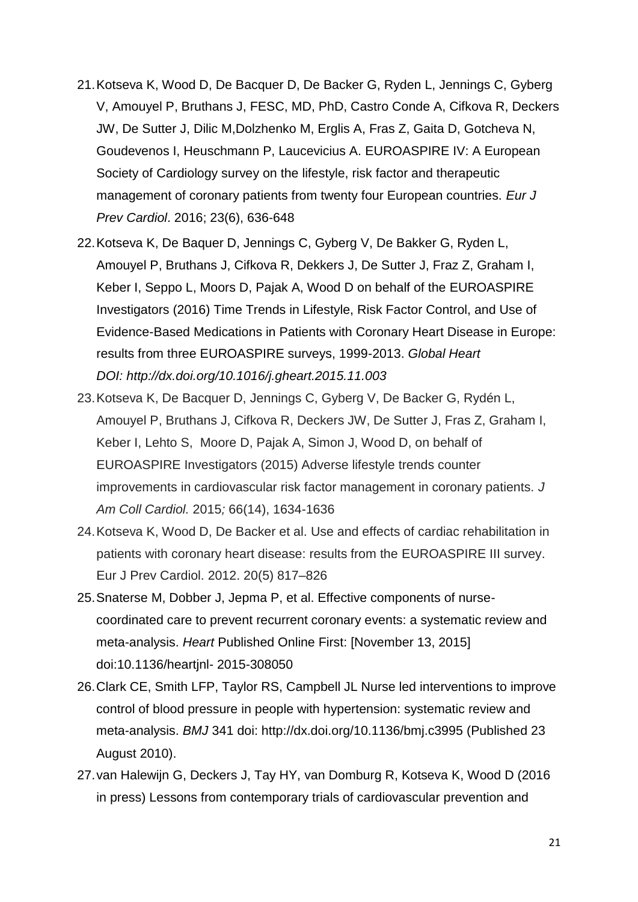21. Kotseva K, Wood D, De Bacquer D, De Backer G, Ryden L, Jennings C, Gyberg V, Amouyel P, Bruthans J, FESC, MD, PhD, Castro Conde A, Cifkova R, Deckers JW, De Sutter J, Dilic M,Dolzhenko M, Erglis A, Fras Z, Gaita D, Gotcheva N, Goudevenos I, Heuschmann P, Laucevicius A. EUROASPIRE IV: A European Society of Cardiology survey on the lifestyle, risk factor and therapeutic management of coronary patients from twenty four European countries. *Eur J Prev Cardiol*. 2016; 23(6), 636-648
22. Kotseva K, De Baquer D, Jennings C, Gyberg V, De Bakker G, Ryden L, Amouyel P, Bruthans J, Cifkova R, Dekkers J, De Sutter J, Fraz Z, Graham I, Keber I, Seppo L, Moors D, Pajak A, Wood D on behalf of the EUROASPIRE Investigators (2016) Time Trends in Lifestyle, Risk Factor Control, and Use of Evidence-Based Medications in Patients with Coronary Heart Disease in Europe: results from three EUROASPIRE surveys, 1999-2013. *Global Heart DOI: http://dx.doi.org/10.1016/j.gheart.2015.11.003*
23. Kotseva K, De Bacquer D, Jennings C, Gyberg V, De Backer G, Rydén L, Amouyel P, Bruthans J, Cifkova R, Deckers JW, De Sutter J, Fras Z, Graham I, Keber I, Lehto S, Moore D, Pajak A, Simon J, Wood D, on behalf of EUROASPIRE Investigators (2015) Adverse lifestyle trends counter improvements in cardiovascular risk factor management in coronary patients. *J Am Coll Cardiol.* 2015*;* 66(14), 1634-1636
24. Kotseva K, Wood D, De Backer et al. Use and effects of cardiac rehabilitation in patients with coronary heart disease: results from the EUROASPIRE III survey. Eur J Prev Cardiol. 2012. 20(5) 817–826
25. Snaterse M, Dobber J, Jepma P, et al. Effective components of nurse-coordinated care to prevent recurrent coronary events: a systematic review and meta-analysis. *Heart* Published Online First: [November 13, 2015] doi:10.1136/heartjnl- 2015-308050
26. Clark CE, Smith LFP, Taylor RS, Campbell JL Nurse led interventions to improve control of blood pressure in people with hypertension: systematic review and meta-analysis. *BMJ* 341 doi: http://dx.doi.org/10.1136/bmj.c3995 (Published 23 August 2010).
27. van Halewijn G, Deckers J, Tay HY, van Domburg R, Kotseva K, Wood D (2016 in press) Lessons from contemporary trials of cardiovascular prevention and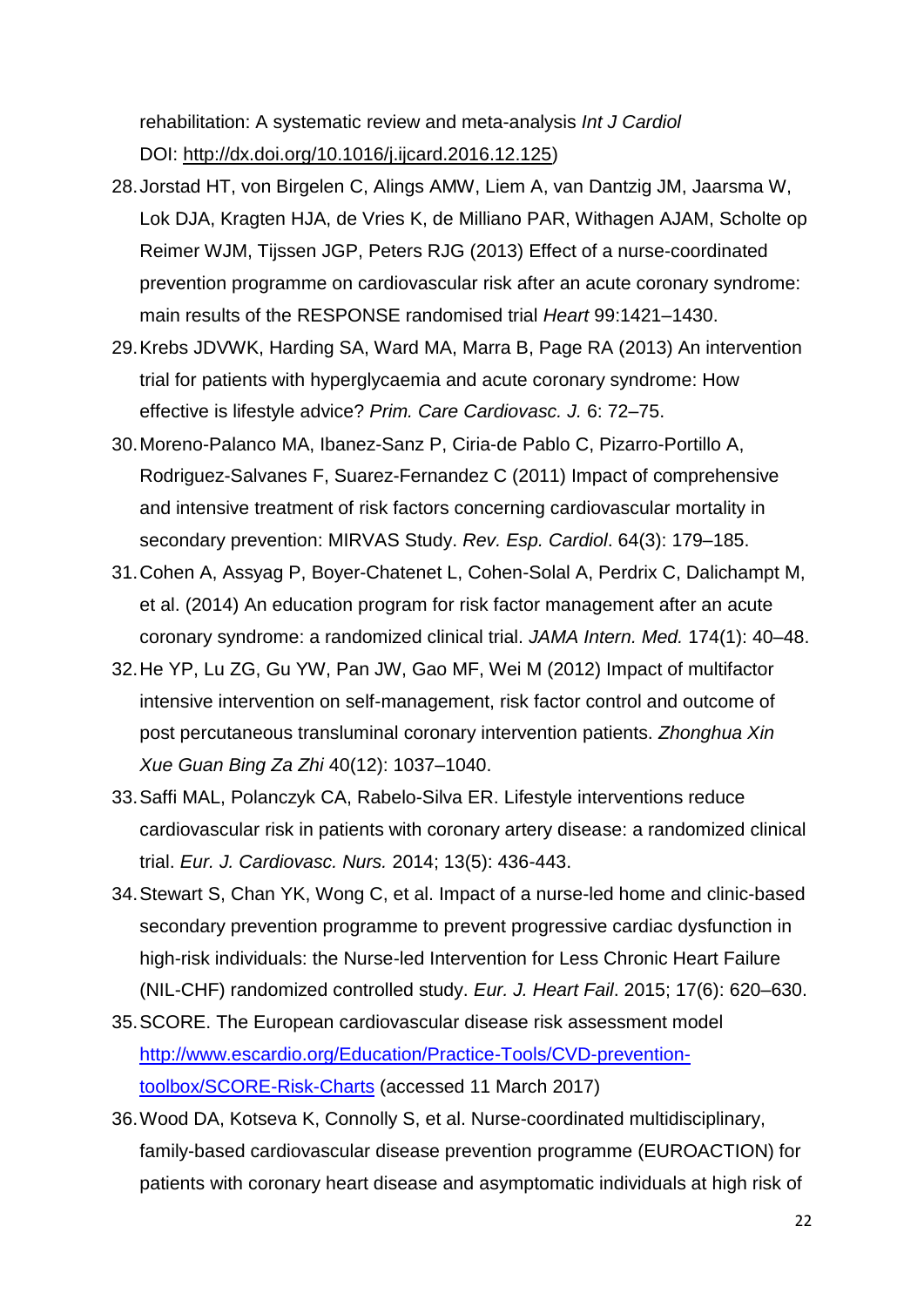rehabilitation: A systematic review and meta-analysis *Int J Cardiol* DOI: http://dx.doi.org/10.1016/j.ijcard.2016.12.125)

28. Jorstad HT, von Birgelen C, Alings AMW, Liem A, van Dantzig JM, Jaarsma W, Lok DJA, Kragten HJA, de Vries K, de Milliano PAR, Withagen AJAM, Scholte op Reimer WJM, Tijssen JGP, Peters RJG (2013) Effect of a nurse-coordinated prevention programme on cardiovascular risk after an acute coronary syndrome: main results of the RESPONSE randomised trial *Heart* 99:1421–1430.
29. Krebs JDVWK, Harding SA, Ward MA, Marra B, Page RA (2013) An intervention trial for patients with hyperglycaemia and acute coronary syndrome: How effective is lifestyle advice? *Prim. Care Cardiovasc. J.* 6: 72–75.
30. Moreno-Palanco MA, Ibanez-Sanz P, Ciria-de Pablo C, Pizarro-Portillo A, Rodriguez-Salvanes F, Suarez-Fernandez C (2011) Impact of comprehensive and intensive treatment of risk factors concerning cardiovascular mortality in secondary prevention: MIRVAS Study. *Rev. Esp. Cardiol*. 64(3): 179–185.
31. Cohen A, Assyag P, Boyer-Chatenet L, Cohen-Solal A, Perdrix C, Dalichampt M, et al. (2014) An education program for risk factor management after an acute coronary syndrome: a randomized clinical trial. *JAMA Intern. Med.* 174(1): 40–48.
32. He YP, Lu ZG, Gu YW, Pan JW, Gao MF, Wei M (2012) Impact of multifactor intensive intervention on self-management, risk factor control and outcome of post percutaneous transluminal coronary intervention patients. *Zhonghua Xin Xue Guan Bing Za Zhi* 40(12): 1037–1040.
33. Saffi MAL, Polanczyk CA, Rabelo-Silva ER. Lifestyle interventions reduce cardiovascular risk in patients with coronary artery disease: a randomized clinical trial. *Eur. J. Cardiovasc. Nurs.* 2014; 13(5): 436-443.
34. Stewart S, Chan YK, Wong C, et al. Impact of a nurse-led home and clinic-based secondary prevention programme to prevent progressive cardiac dysfunction in high-risk individuals: the Nurse-led Intervention for Less Chronic Heart Failure (NIL-CHF) randomized controlled study. *Eur. J. Heart Fail*. 2015; 17(6): 620–630.
35. SCORE. The European cardiovascular disease risk assessment model http://www.escardio.org/Education/Practice-Tools/CVD-prevention-toolbox/SCORE-Risk-Charts (accessed 11 March 2017)
36. Wood DA, Kotseva K, Connolly S, et al. Nurse-coordinated multidisciplinary, family-based cardiovascular disease prevention programme (EUROACTION) for patients with coronary heart disease and asymptomatic individuals at high risk of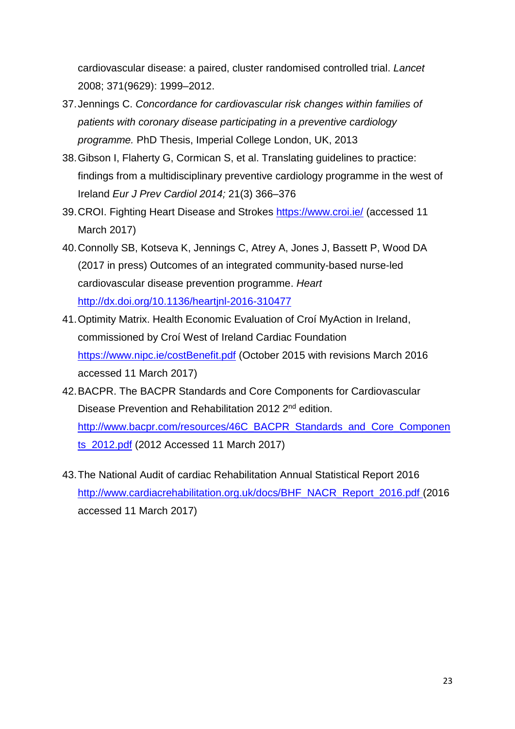cardiovascular disease: a paired, cluster randomised controlled trial. *Lancet* 2008; 371(9629): 1999–2012.

37. Jennings C. *Concordance for cardiovascular risk changes within families of patients with coronary disease participating in a preventive cardiology programme.* PhD Thesis, Imperial College London, UK, 2013
38. Gibson I, Flaherty G, Cormican S, et al. Translating guidelines to practice: findings from a multidisciplinary preventive cardiology programme in the west of Ireland *Eur J Prev Cardiol 2014;* 21(3) 366–376
39. CROI. Fighting Heart Disease and Strokes https://www.croi.ie/ (accessed 11 March 2017)
40. Connolly SB, Kotseva K, Jennings C, Atrey A, Jones J, Bassett P, Wood DA (2017 in press) Outcomes of an integrated community-based nurse-led cardiovascular disease prevention programme. *Heart* http://dx.doi.org/10.1136/heartjnl-2016-310477
41. Optimity Matrix. Health Economic Evaluation of Croí MyAction in Ireland, commissioned by Croí West of Ireland Cardiac Foundation https://www.nipc.ie/costBenefit.pdf (October 2015 with revisions March 2016 accessed 11 March 2017)
42. BACPR. The BACPR Standards and Core Components for Cardiovascular Disease Prevention and Rehabilitation 2012 2nd edition. http://www.bacpr.com/resources/46C_BACPR_Standards_and_Core_Components_2012.pdf (2012 Accessed 11 March 2017)
43. The National Audit of cardiac Rehabilitation Annual Statistical Report 2016 http://www.cardiacrehabilitation.org.uk/docs/BHF_NACR_Report_2016.pdf (2016 accessed 11 March 2017)